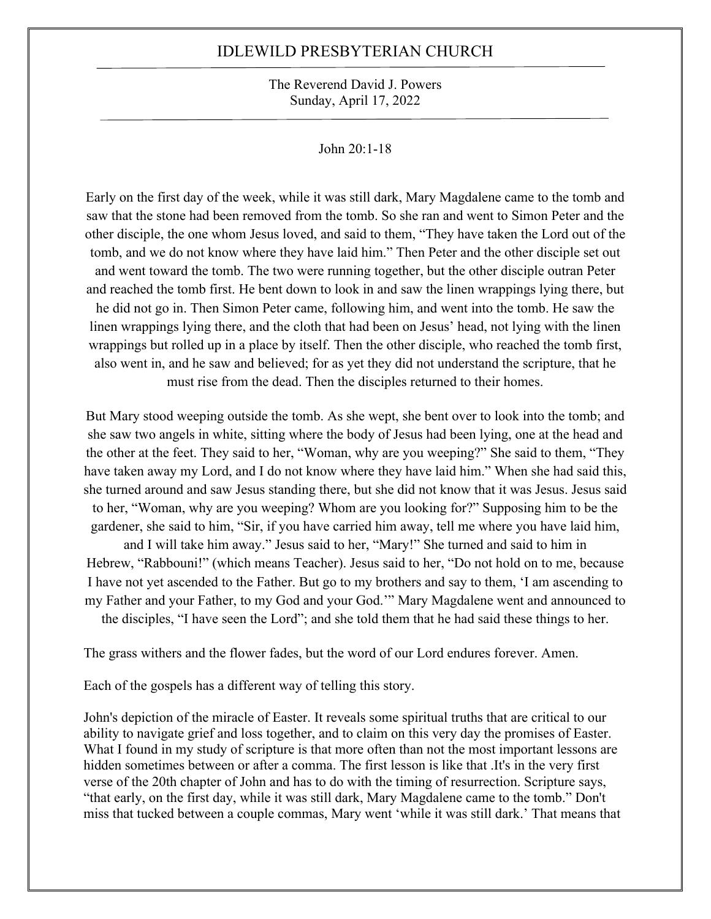# IDLEWILD PRESBYTERIAN CHURCH

The Reverend David J. Powers
Sunday, April 17, 2022

John 20:1-18

Early on the first day of the week, while it was still dark, Mary Magdalene came to the tomb and saw that the stone had been removed from the tomb. So she ran and went to Simon Peter and the other disciple, the one whom Jesus loved, and said to them, "They have taken the Lord out of the tomb, and we do not know where they have laid him." Then Peter and the other disciple set out and went toward the tomb. The two were running together, but the other disciple outran Peter and reached the tomb first. He bent down to look in and saw the linen wrappings lying there, but he did not go in. Then Simon Peter came, following him, and went into the tomb. He saw the linen wrappings lying there, and the cloth that had been on Jesus' head, not lying with the linen wrappings but rolled up in a place by itself. Then the other disciple, who reached the tomb first, also went in, and he saw and believed; for as yet they did not understand the scripture, that he must rise from the dead. Then the disciples returned to their homes.

But Mary stood weeping outside the tomb. As she wept, she bent over to look into the tomb; and she saw two angels in white, sitting where the body of Jesus had been lying, one at the head and the other at the feet. They said to her, "Woman, why are you weeping?" She said to them, "They have taken away my Lord, and I do not know where they have laid him." When she had said this, she turned around and saw Jesus standing there, but she did not know that it was Jesus. Jesus said to her, "Woman, why are you weeping? Whom are you looking for?" Supposing him to be the gardener, she said to him, "Sir, if you have carried him away, tell me where you have laid him, and I will take him away." Jesus said to her, "Mary!" She turned and said to him in Hebrew, "Rabbouni!" (which means Teacher). Jesus said to her, "Do not hold on to me, because I have not yet ascended to the Father. But go to my brothers and say to them, 'I am ascending to my Father and your Father, to my God and your God.'" Mary Magdalene went and announced to the disciples, "I have seen the Lord"; and she told them that he had said these things to her.

The grass withers and the flower fades, but the word of our Lord endures forever. Amen.

Each of the gospels has a different way of telling this story.

John's depiction of the miracle of Easter. It reveals some spiritual truths that are critical to our ability to navigate grief and loss together, and to claim on this very day the promises of Easter. What I found in my study of scripture is that more often than not the most important lessons are hidden sometimes between or after a comma. The first lesson is like that .It's in the very first verse of the 20th chapter of John and has to do with the timing of resurrection. Scripture says, "that early, on the first day, while it was still dark, Mary Magdalene came to the tomb." Don't miss that tucked between a couple commas, Mary went 'while it was still dark.' That means that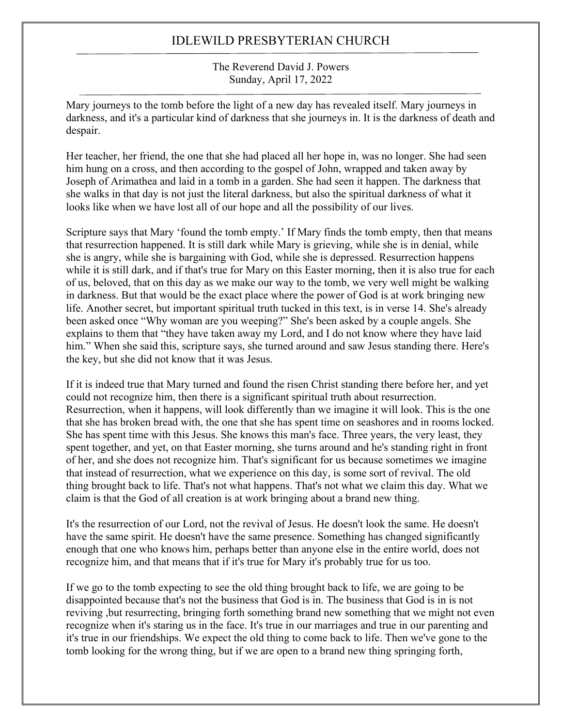# IDLEWILD PRESBYTERIAN CHURCH

The Reverend David J. Powers
Sunday, April 17, 2022

Mary journeys to the tomb before the light of a new day has revealed itself. Mary journeys in darkness, and it's a particular kind of darkness that she journeys in. It is the darkness of death and despair.

Her teacher, her friend, the one that she had placed all her hope in, was no longer. She had seen him hung on a cross, and then according to the gospel of John, wrapped and taken away by Joseph of Arimathea and laid in a tomb in a garden. She had seen it happen. The darkness that she walks in that day is not just the literal darkness, but also the spiritual darkness of what it looks like when we have lost all of our hope and all the possibility of our lives.

Scripture says that Mary 'found the tomb empty.' If Mary finds the tomb empty, then that means that resurrection happened. It is still dark while Mary is grieving, while she is in denial, while she is angry, while she is bargaining with God, while she is depressed. Resurrection happens while it is still dark, and if that's true for Mary on this Easter morning, then it is also true for each of us, beloved, that on this day as we make our way to the tomb, we very well might be walking in darkness. But that would be the exact place where the power of God is at work bringing new life. Another secret, but important spiritual truth tucked in this text, is in verse 14. She's already been asked once "Why woman are you weeping?" She's been asked by a couple angels. She explains to them that "they have taken away my Lord, and I do not know where they have laid him." When she said this, scripture says, she turned around and saw Jesus standing there. Here's the key, but she did not know that it was Jesus.

If it is indeed true that Mary turned and found the risen Christ standing there before her, and yet could not recognize him, then there is a significant spiritual truth about resurrection. Resurrection, when it happens, will look differently than we imagine it will look. This is the one that she has broken bread with, the one that she has spent time on seashores and in rooms locked. She has spent time with this Jesus. She knows this man's face. Three years, the very least, they spent together, and yet, on that Easter morning, she turns around and he's standing right in front of her, and she does not recognize him. That's significant for us because sometimes we imagine that instead of resurrection, what we experience on this day, is some sort of revival. The old thing brought back to life. That's not what happens. That's not what we claim this day. What we claim is that the God of all creation is at work bringing about a brand new thing.

It's the resurrection of our Lord, not the revival of Jesus. He doesn't look the same. He doesn't have the same spirit. He doesn't have the same presence. Something has changed significantly enough that one who knows him, perhaps better than anyone else in the entire world, does not recognize him, and that means that if it's true for Mary it's probably true for us too.

If we go to the tomb expecting to see the old thing brought back to life, we are going to be disappointed because that's not the business that God is in. The business that God is in is not reviving ,but resurrecting, bringing forth something brand new something that we might not even recognize when it's staring us in the face. It's true in our marriages and true in our parenting and it's true in our friendships. We expect the old thing to come back to life. Then we've gone to the tomb looking for the wrong thing, but if we are open to a brand new thing springing forth,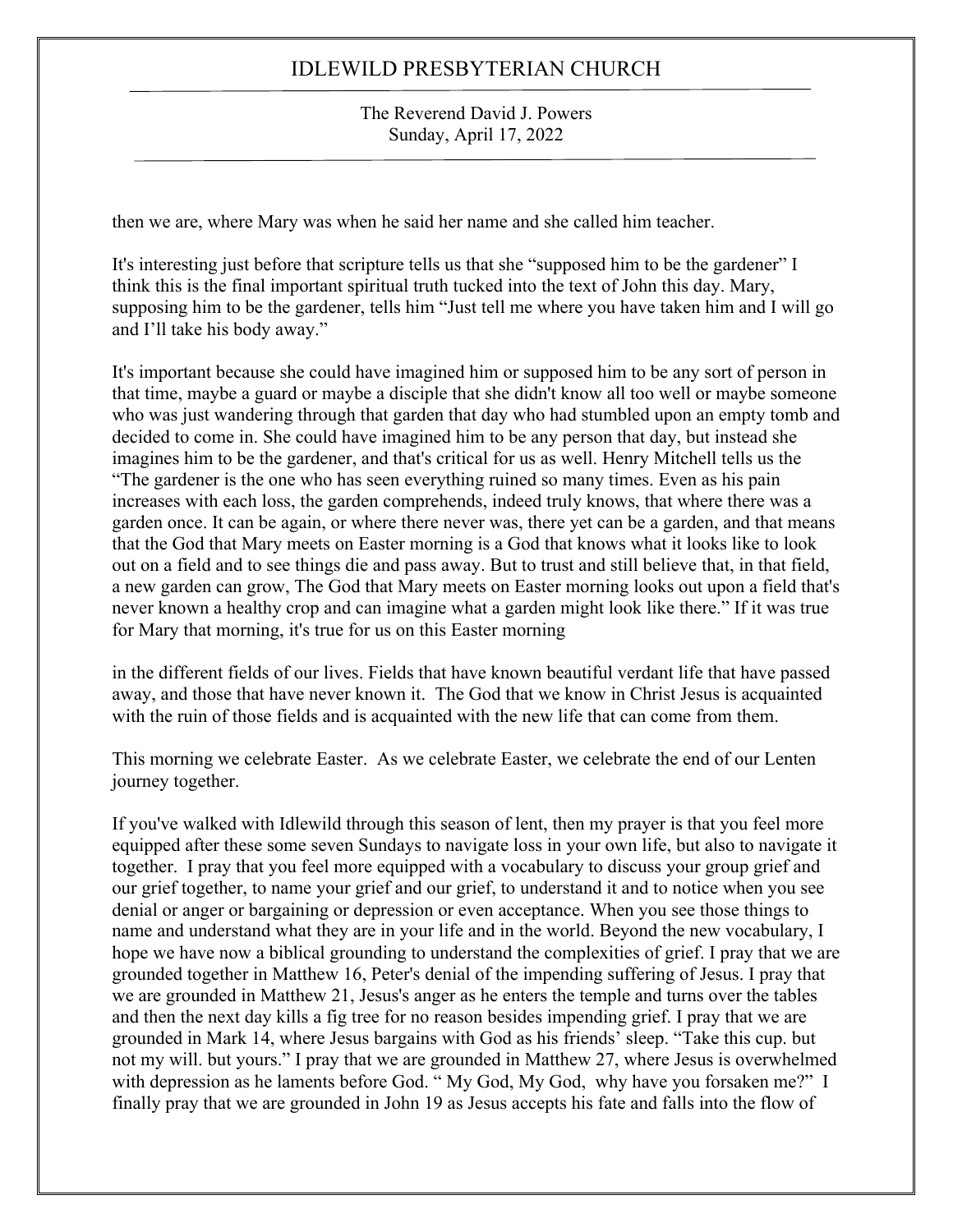then we are, where Mary was when he said her name and she called him teacher.

It's interesting just before that scripture tells us that she "supposed him to be the gardener" I think this is the final important spiritual truth tucked into the text of John this day. Mary, supposing him to be the gardener, tells him "Just tell me where you have taken him and I will go and I'll take his body away."

It's important because she could have imagined him or supposed him to be any sort of person in that time, maybe a guard or maybe a disciple that she didn't know all too well or maybe someone who was just wandering through that garden that day who had stumbled upon an empty tomb and decided to come in. She could have imagined him to be any person that day, but instead she imagines him to be the gardener, and that's critical for us as well. Henry Mitchell tells us the "The gardener is the one who has seen everything ruined so many times. Even as his pain increases with each loss, the garden comprehends, indeed truly knows, that where there was a garden once. It can be again, or where there never was, there yet can be a garden, and that means that the God that Mary meets on Easter morning is a God that knows what it looks like to look out on a field and to see things die and pass away. But to trust and still believe that, in that field, a new garden can grow, The God that Mary meets on Easter morning looks out upon a field that's never known a healthy crop and can imagine what a garden might look like there." If it was true for Mary that morning, it's true for us on this Easter morning

in the different fields of our lives. Fields that have known beautiful verdant life that have passed away, and those that have never known it. The God that we know in Christ Jesus is acquainted with the ruin of those fields and is acquainted with the new life that can come from them.

This morning we celebrate Easter. As we celebrate Easter, we celebrate the end of our Lenten journey together.

If you've walked with Idlewild through this season of lent, then my prayer is that you feel more equipped after these some seven Sundays to navigate loss in your own life, but also to navigate it together. I pray that you feel more equipped with a vocabulary to discuss your group grief and our grief together, to name your grief and our grief, to understand it and to notice when you see denial or anger or bargaining or depression or even acceptance. When you see those things to name and understand what they are in your life and in the world. Beyond the new vocabulary, I hope we have now a biblical grounding to understand the complexities of grief. I pray that we are grounded together in Matthew 16, Peter's denial of the impending suffering of Jesus. I pray that we are grounded in Matthew 21, Jesus's anger as he enters the temple and turns over the tables and then the next day kills a fig tree for no reason besides impending grief. I pray that we are grounded in Mark 14, where Jesus bargains with God as his friends' sleep. "Take this cup. but not my will. but yours." I pray that we are grounded in Matthew 27, where Jesus is overwhelmed with depression as he laments before God. " My God, My God, why have you forsaken me?" I finally pray that we are grounded in John 19 as Jesus accepts his fate and falls into the flow of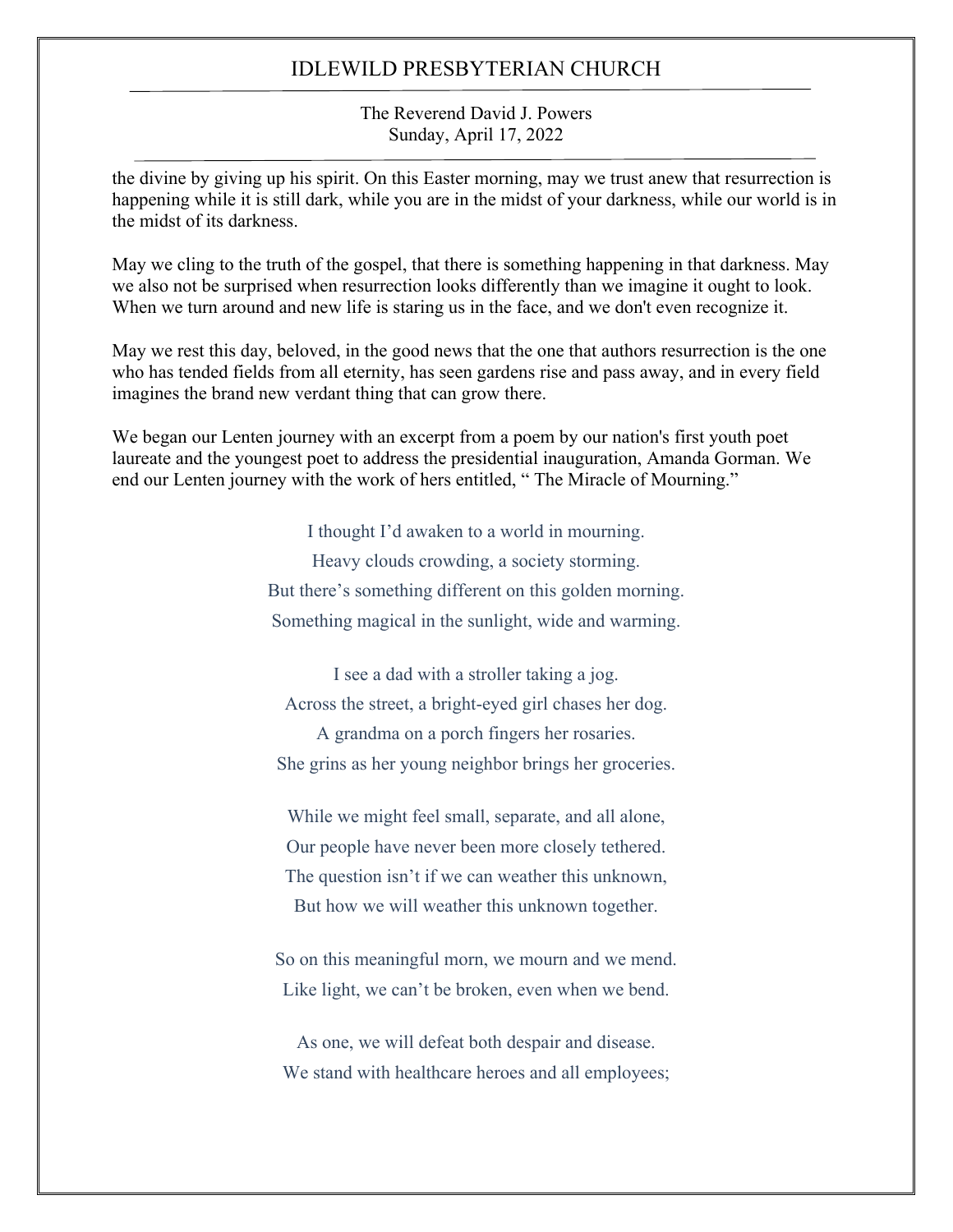the divine by giving up his spirit. On this Easter morning, may we trust anew that resurrection is happening while it is still dark, while you are in the midst of your darkness, while our world is in the midst of its darkness.

May we cling to the truth of the gospel, that there is something happening in that darkness. May we also not be surprised when resurrection looks differently than we imagine it ought to look. When we turn around and new life is staring us in the face, and we don't even recognize it.

May we rest this day, beloved, in the good news that the one that authors resurrection is the one who has tended fields from all eternity, has seen gardens rise and pass away, and in every field imagines the brand new verdant thing that can grow there.

We began our Lenten journey with an excerpt from a poem by our nation's first youth poet laureate and the youngest poet to address the presidential inauguration, Amanda Gorman. We end our Lenten journey with the work of hers entitled, " The Miracle of Mourning."

I thought I'd awaken to a world in mourning.  
Heavy clouds crowding, a society storming.  
But there's something different on this golden morning.  
Something magical in the sunlight, wide and warming.

I see a dad with a stroller taking a jog.  
Across the street, a bright-eyed girl chases her dog.  
A grandma on a porch fingers her rosaries.  
She grins as her young neighbor brings her groceries.

While we might feel small, separate, and all alone,  
Our people have never been more closely tethered.  
The question isn't if we can weather this unknown,  
But how we will weather this unknown together.

So on this meaningful morn, we mourn and we mend.  
Like light, we can't be broken, even when we bend.

As one, we will defeat both despair and disease.  
We stand with healthcare heroes and all employees;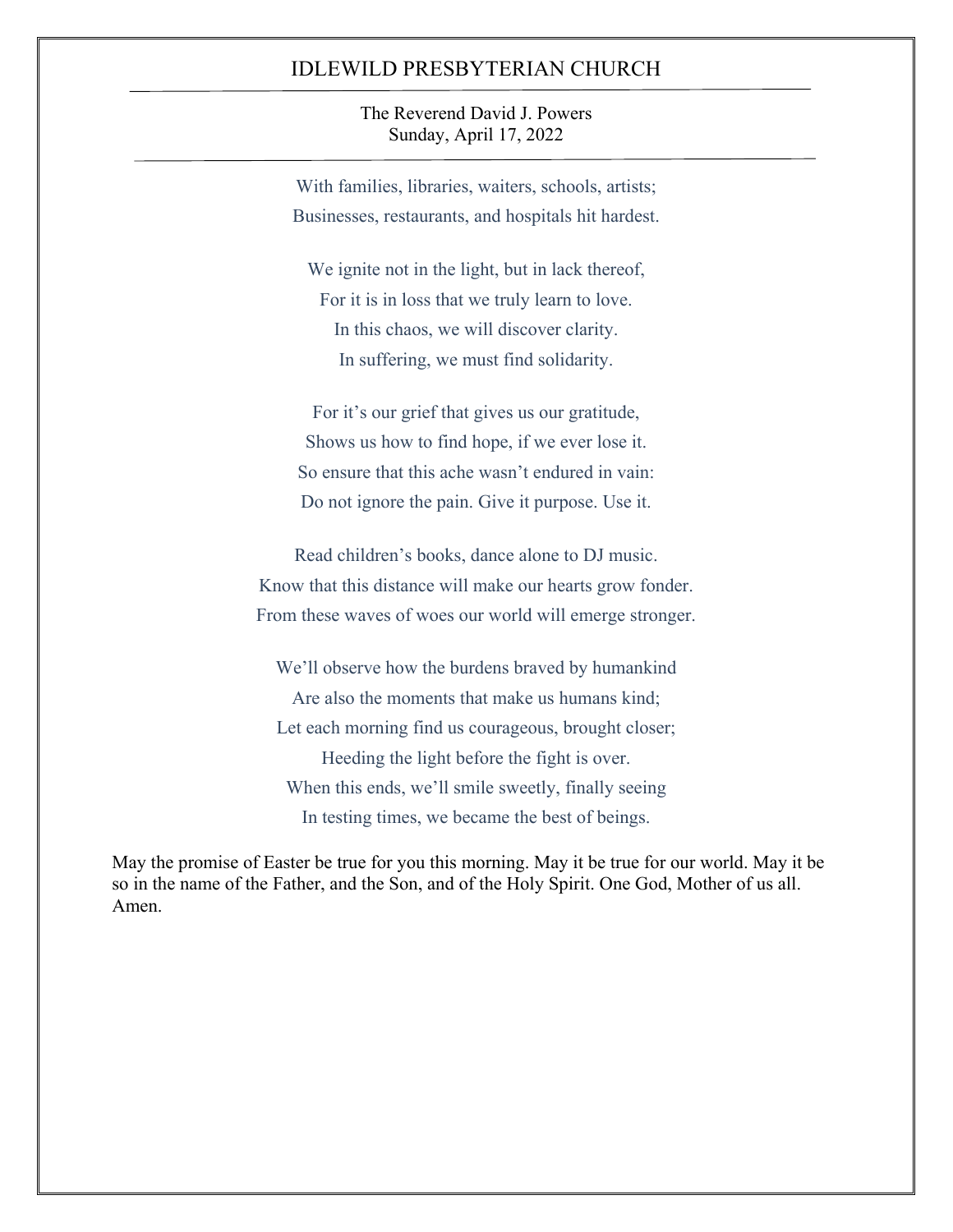With families, libraries, waiters, schools, artists;
Businesses, restaurants, and hospitals hit hardest.

We ignite not in the light, but in lack thereof,
For it is in loss that we truly learn to love.
In this chaos, we will discover clarity.
In suffering, we must find solidarity.

For it's our grief that gives us our gratitude,
Shows us how to find hope, if we ever lose it.
So ensure that this ache wasn't endured in vain:
Do not ignore the pain. Give it purpose. Use it.

Read children's books, dance alone to DJ music.
Know that this distance will make our hearts grow fonder.
From these waves of woes our world will emerge stronger.

We'll observe how the burdens braved by humankind
Are also the moments that make us humans kind;
Let each morning find us courageous, brought closer;
Heeding the light before the fight is over.
When this ends, we'll smile sweetly, finally seeing
In testing times, we became the best of beings.

May the promise of Easter be true for you this morning. May it be true for our world. May it be so in the name of the Father, and the Son, and of the Holy Spirit. One God, Mother of us all. Amen.